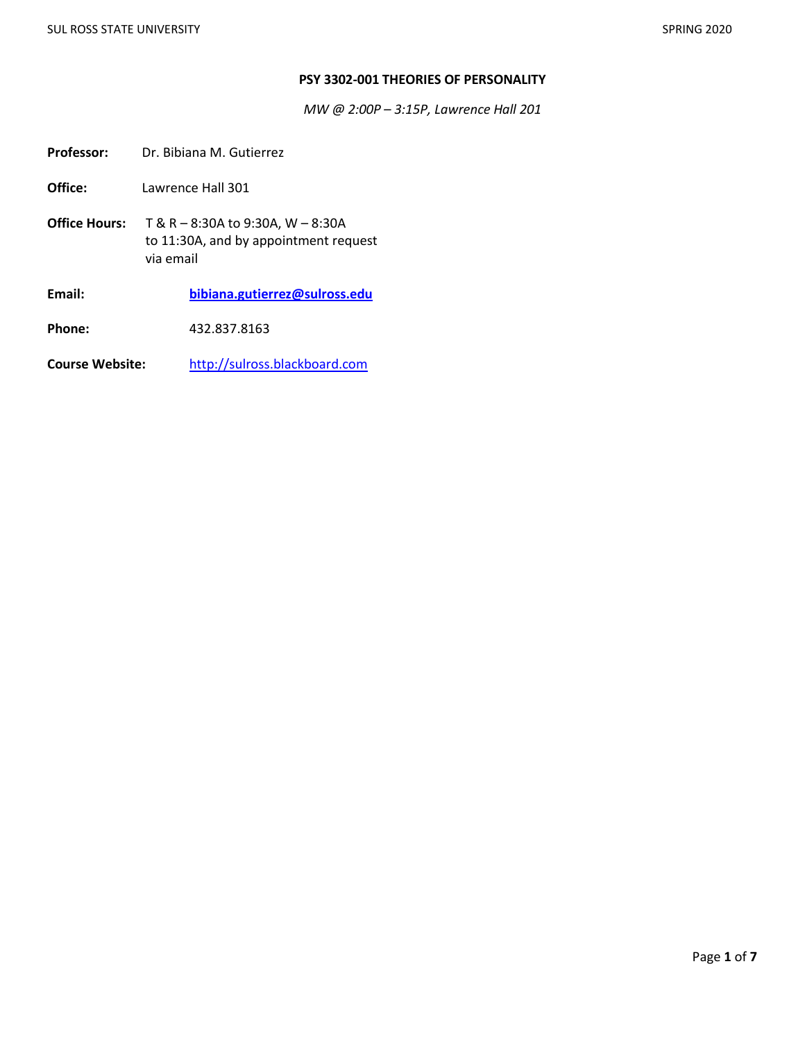# PSY 3302-001 THEORIES OF PERSONALITY

*MW @ 2:00P – 3:15P, Lawrence Hall 201*

**Professor:** Dr. Bibiana M. Gutierrez

**Office:** Lawrence Hall 301

**Office Hours:** T & R – 8:30A to 9:30A, W – 8:30A to 11:30A, and by appointment request via email

**Email:** **bibiana.gutierrez@sulross.edu**

**Phone:** 432.837.8163

**Course Website:** http://sulross.blackboard.com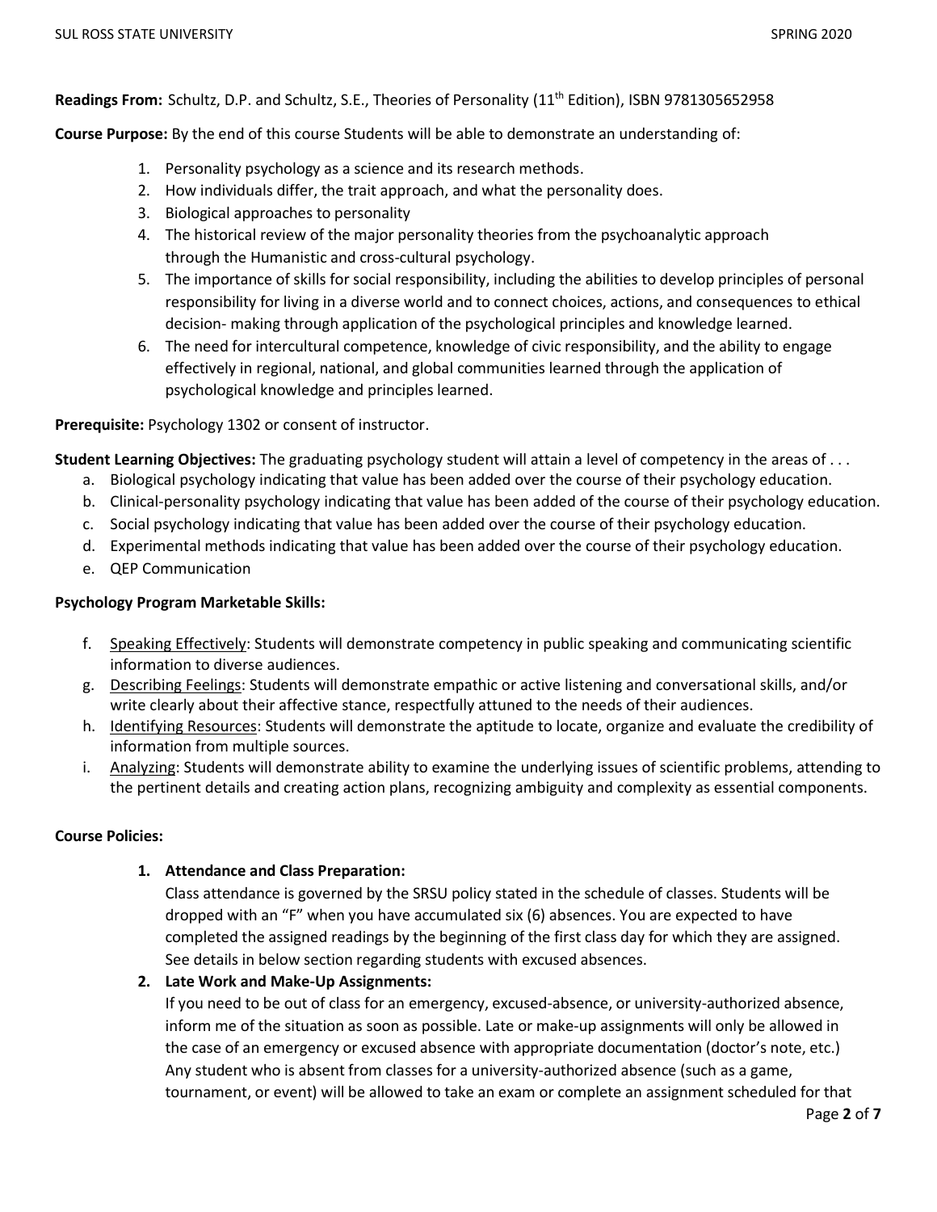**Readings From:** Schultz, D.P. and Schultz, S.E., Theories of Personality (11th Edition), ISBN 9781305652958

**Course Purpose:** By the end of this course Students will be able to demonstrate an understanding of:

1. Personality psychology as a science and its research methods.
2. How individuals differ, the trait approach, and what the personality does.
3. Biological approaches to personality
4. The historical review of the major personality theories from the psychoanalytic approach through the Humanistic and cross-cultural psychology.
5. The importance of skills for social responsibility, including the abilities to develop principles of personal responsibility for living in a diverse world and to connect choices, actions, and consequences to ethical decision- making through application of the psychological principles and knowledge learned.
6. The need for intercultural competence, knowledge of civic responsibility, and the ability to engage effectively in regional, national, and global communities learned through the application of psychological knowledge and principles learned.

**Prerequisite:** Psychology 1302 or consent of instructor.

**Student Learning Objectives:** The graduating psychology student will attain a level of competency in the areas of . . .

a. Biological psychology indicating that value has been added over the course of their psychology education.
b. Clinical-personality psychology indicating that value has been added of the course of their psychology education.
c. Social psychology indicating that value has been added over the course of their psychology education.
d. Experimental methods indicating that value has been added over the course of their psychology education.
e. QEP Communication

**Psychology Program Marketable Skills:**

f. Speaking Effectively: Students will demonstrate competency in public speaking and communicating scientific information to diverse audiences.
g. Describing Feelings: Students will demonstrate empathic or active listening and conversational skills, and/or write clearly about their affective stance, respectfully attuned to the needs of their audiences.
h. Identifying Resources: Students will demonstrate the aptitude to locate, organize and evaluate the credibility of information from multiple sources.
i. Analyzing: Students will demonstrate ability to examine the underlying issues of scientific problems, attending to the pertinent details and creating action plans, recognizing ambiguity and complexity as essential components.

**Course Policies:**

1. **Attendance and Class Preparation:**
   Class attendance is governed by the SRSU policy stated in the schedule of classes. Students will be dropped with an "F" when you have accumulated six (6) absences. You are expected to have completed the assigned readings by the beginning of the first class day for which they are assigned. See details in below section regarding students with excused absences.
2. **Late Work and Make-Up Assignments:**
   If you need to be out of class for an emergency, excused-absence, or university-authorized absence, inform me of the situation as soon as possible. Late or make-up assignments will only be allowed in the case of an emergency or excused absence with appropriate documentation (doctor's note, etc.) Any student who is absent from classes for a university-authorized absence (such as a game, tournament, or event) will be allowed to take an exam or complete an assignment scheduled for that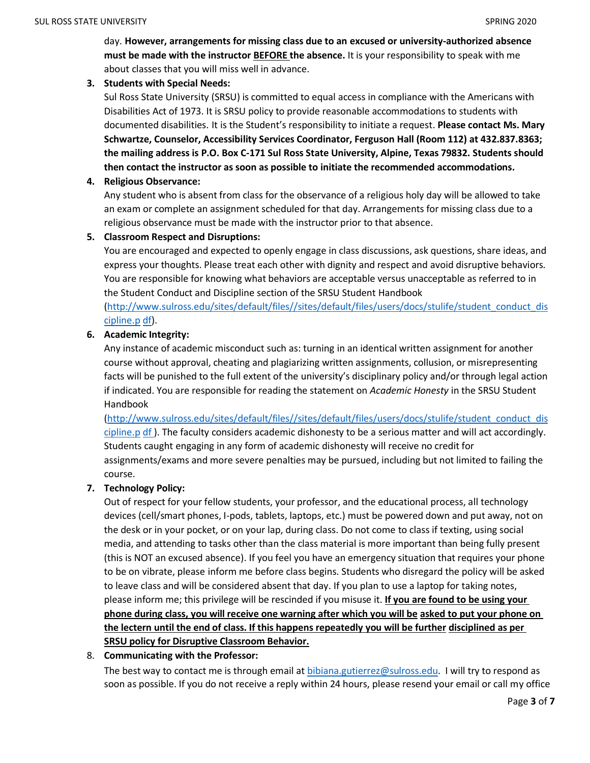day. **However, arrangements for missing class due to an excused or university-authorized absence must be made with the instructor <u>BEFORE</u> the absence.** It is your responsibility to speak with me about classes that you will miss well in advance.

3. **Students with Special Needs:**
   Sul Ross State University (SRSU) is committed to equal access in compliance with the Americans with Disabilities Act of 1973. It is SRSU policy to provide reasonable accommodations to students with documented disabilities. It is the Student's responsibility to initiate a request. **Please contact Ms. Mary Schwartze, Counselor, Accessibility Services Coordinator, Ferguson Hall (Room 112) at 432.837.8363; the mailing address is P.O. Box C-171 Sul Ross State University, Alpine, Texas 79832. Students should then contact the instructor as soon as possible to initiate the recommended accommodations.**

4. **Religious Observance:**
   Any student who is absent from class for the observance of a religious holy day will be allowed to take an exam or complete an assignment scheduled for that day. Arrangements for missing class due to a religious observance must be made with the instructor prior to that absence.

5. **Classroom Respect and Disruptions:**
   You are encouraged and expected to openly engage in class discussions, ask questions, share ideas, and express your thoughts. Please treat each other with dignity and respect and avoid disruptive behaviors. You are responsible for knowing what behaviors are acceptable versus unacceptable as referred to in the Student Conduct and Discipline section of the SRSU Student Handbook (http://www.sulross.edu/sites/default/files//sites/default/files/users/docs/stulife/student_conduct_discipline.p df).

6. **Academic Integrity:**
   Any instance of academic misconduct such as: turning in an identical written assignment for another course without approval, cheating and plagiarizing written assignments, collusion, or misrepresenting facts will be punished to the full extent of the university's disciplinary policy and/or through legal action if indicated. You are responsible for reading the statement on *Academic Honesty* in the SRSU Student Handbook (http://www.sulross.edu/sites/default/files//sites/default/files/users/docs/stulife/student_conduct_discipline.p df ). The faculty considers academic dishonesty to be a serious matter and will act accordingly. Students caught engaging in any form of academic dishonesty will receive no credit for assignments/exams and more severe penalties may be pursued, including but not limited to failing the course.

7. **Technology Policy:**
   Out of respect for your fellow students, your professor, and the educational process, all technology devices (cell/smart phones, I-pods, tablets, laptops, etc.) must be powered down and put away, not on the desk or in your pocket, or on your lap, during class. Do not come to class if texting, using social media, and attending to tasks other than the class material is more important than being fully present (this is NOT an excused absence). If you feel you have an emergency situation that requires your phone to be on vibrate, please inform me before class begins. Students who disregard the policy will be asked to leave class and will be considered absent that day. If you plan to use a laptop for taking notes, please inform me; this privilege will be rescinded if you misuse it. **<u>If you are found to be using your phone during class, you will receive one warning after which you will be asked to put your phone on the lectern until the end of class. If this happens repeatedly you will be further disciplined as per SRSU policy for Disruptive Classroom Behavior.</u>**

8. **Communicating with the Professor:**
   The best way to contact me is through email at bibiana.gutierrez@sulross.edu. I will try to respond as soon as possible. If you do not receive a reply within 24 hours, please resend your email or call my office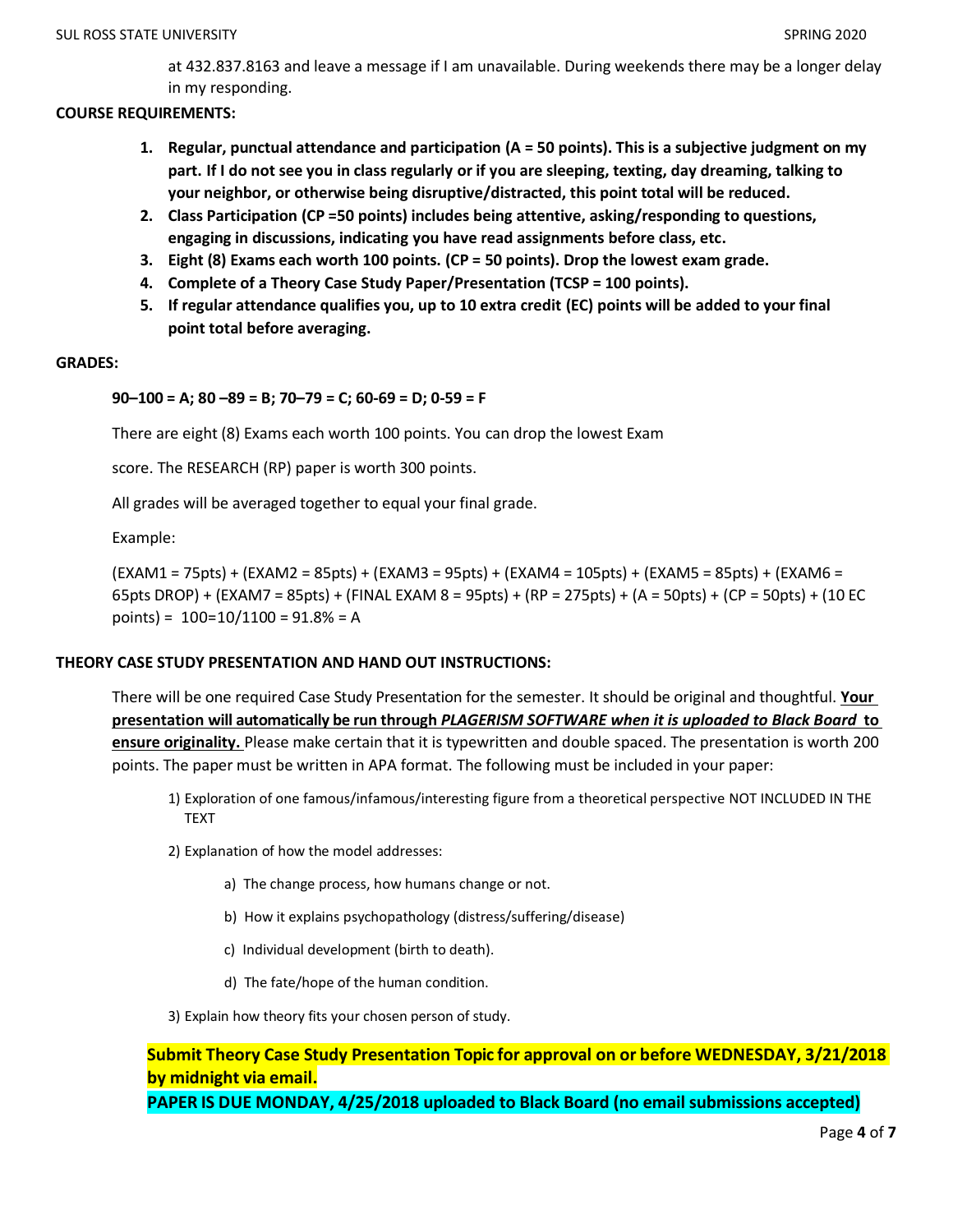at 432.837.8163 and leave a message if I am unavailable. During weekends there may be a longer delay in my responding.

**COURSE REQUIREMENTS:**

1. **Regular, punctual attendance and participation (A = 50 points). This is a subjective judgment on my part. If I do not see you in class regularly or if you are sleeping, texting, day dreaming, talking to your neighbor, or otherwise being disruptive/distracted, this point total will be reduced.**
2. **Class Participation (CP =50 points) includes being attentive, asking/responding to questions, engaging in discussions, indicating you have read assignments before class, etc.**
3. **Eight (8) Exams each worth 100 points. (CP = 50 points). Drop the lowest exam grade.**
4. **Complete of a Theory Case Study Paper/Presentation (TCSP = 100 points).**
5. **If regular attendance qualifies you, up to 10 extra credit (EC) points will be added to your final point total before averaging.**

**GRADES:**

**90–100 = A; 80 –89 = B; 70–79 = C; 60-69 = D; 0-59 = F**

There are eight (8) Exams each worth 100 points. You can drop the lowest Exam

score. The RESEARCH (RP) paper is worth 300 points.

All grades will be averaged together to equal your final grade.

Example:

(EXAM1 = 75pts) + (EXAM2 = 85pts) + (EXAM3 = 95pts) + (EXAM4 = 105pts) + (EXAM5 = 85pts) + (EXAM6 = 65pts DROP) + (EXAM7 = 85pts) + (FINAL EXAM 8 = 95pts) + (RP = 275pts) + (A = 50pts) + (CP = 50pts) + (10 EC points) = 100=10/1100 = 91.8% = A

**THEORY CASE STUDY PRESENTATION AND HAND OUT INSTRUCTIONS:**

There will be one required Case Study Presentation for the semester. It should be original and thoughtful. <u>**Your presentation will automatically be run through *PLAGERISM SOFTWARE when it is uploaded to Black Board* to ensure originality.**</u> Please make certain that it is typewritten and double spaced. The presentation is worth 200 points. The paper must be written in APA format. The following must be included in your paper:

1) Exploration of one famous/infamous/interesting figure from a theoretical perspective NOT INCLUDED IN THE TEXT
2) Explanation of how the model addresses:
    a) The change process, how humans change or not.
    b) How it explains psychopathology (distress/suffering/disease)
    c) Individual development (birth to death).
    d) The fate/hope of the human condition.
3) Explain how theory fits your chosen person of study.

**Submit Theory Case Study Presentation Topic for approval on or before WEDNESDAY, 3/21/2018 by midnight via email.**
**PAPER IS DUE MONDAY, 4/25/2018 uploaded to Black Board (no email submissions accepted)**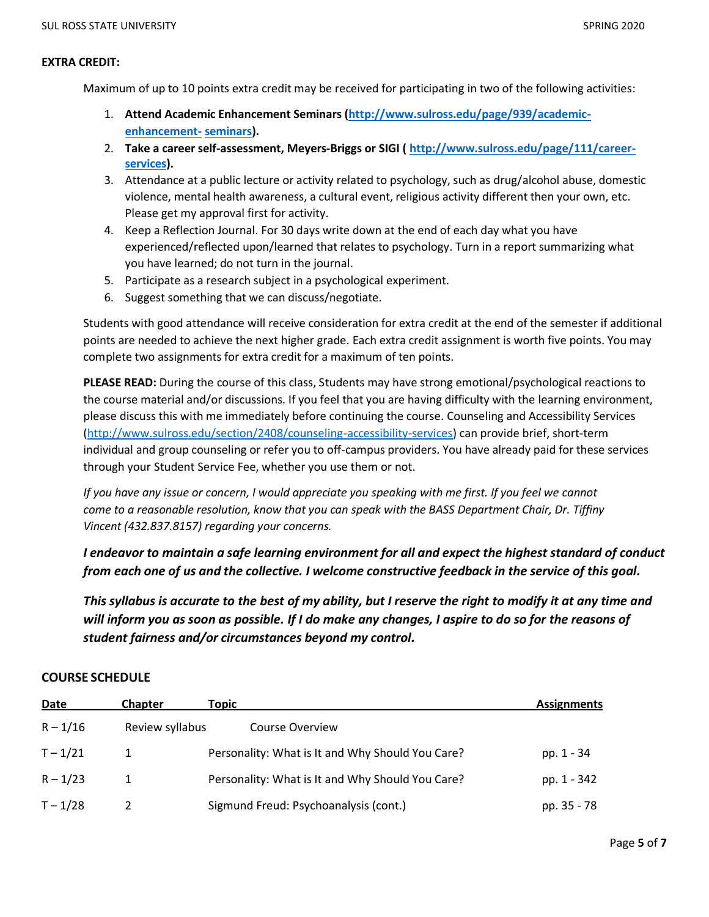**EXTRA CREDIT:**

Maximum of up to 10 points extra credit may be received for participating in two of the following activities:

1. **Attend Academic Enhancement Seminars (http://www.sulross.edu/page/939/academic-enhancement- seminars).**
2. **Take a career self-assessment, Meyers-Briggs or SIGI ( http://www.sulross.edu/page/111/career-services).**
3. Attendance at a public lecture or activity related to psychology, such as drug/alcohol abuse, domestic violence, mental health awareness, a cultural event, religious activity different then your own, etc. Please get my approval first for activity.
4. Keep a Reflection Journal. For 30 days write down at the end of each day what you have experienced/reflected upon/learned that relates to psychology. Turn in a report summarizing what you have learned; do not turn in the journal.
5. Participate as a research subject in a psychological experiment.
6. Suggest something that we can discuss/negotiate.

Students with good attendance will receive consideration for extra credit at the end of the semester if additional points are needed to achieve the next higher grade. Each extra credit assignment is worth five points. You may complete two assignments for extra credit for a maximum of ten points.

**PLEASE READ:** During the course of this class, Students may have strong emotional/psychological reactions to the course material and/or discussions. If you feel that you are having difficulty with the learning environment, please discuss this with me immediately before continuing the course. Counseling and Accessibility Services (http://www.sulross.edu/section/2408/counseling-accessibility-services) can provide brief, short-term individual and group counseling or refer you to off-campus providers. You have already paid for these services through your Student Service Fee, whether you use them or not.

*If you have any issue or concern, I would appreciate you speaking with me first. If you feel we cannot come to a reasonable resolution, know that you can speak with the BASS Department Chair, Dr. Tiffiny Vincent (432.837.8157) regarding your concerns.*

***I endeavor to maintain a safe learning environment for all and expect the highest standard of conduct from each one of us and the collective. I welcome constructive feedback in the service of this goal.***

***This syllabus is accurate to the best of my ability, but I reserve the right to modify it at any time and will inform you as soon as possible. If I do make any changes, I aspire to do so for the reasons of student fairness and/or circumstances beyond my control.***

**COURSE SCHEDULE**

| Date | Chapter | Topic | Assignments |
|---|---|---|---|
| R – 1/16 | Review syllabus | Course Overview | |
| T – 1/21 | 1 | Personality: What is It and Why Should You Care? | pp. 1 - 34 |
| R – 1/23 | 1 | Personality: What is It and Why Should You Care? | pp. 1 - 342 |
| T – 1/28 | 2 | Sigmund Freud: Psychoanalysis (cont.) | pp. 35 - 78 |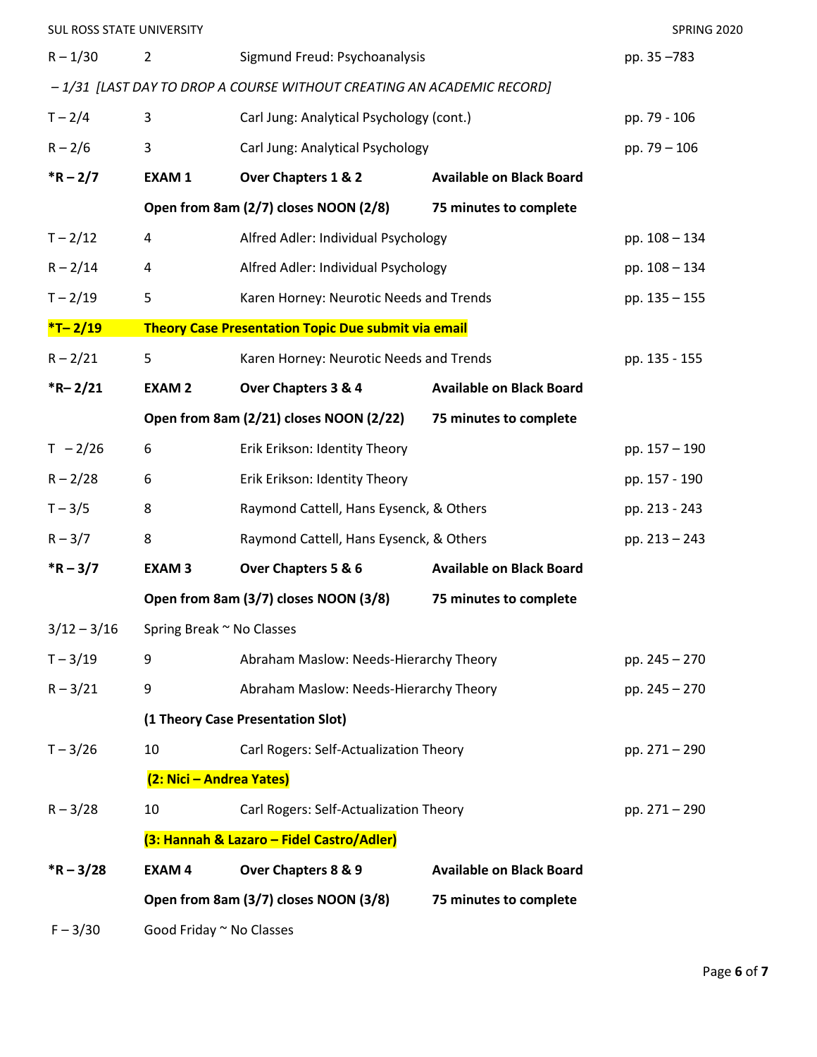| | | | | |
|---|---|---|---|---|
| R – 1/30 | 2 | Sigmund Freud: Psychoanalysis | | pp. 35 –783 |
| *– 1/31 [LAST DAY TO DROP A COURSE WITHOUT CREATING AN ACADEMIC RECORD]* | | | | |
| T – 2/4 | 3 | Carl Jung: Analytical Psychology (cont.) | | pp. 79 - 106 |
| R – 2/6 | 3 | Carl Jung: Analytical Psychology | | pp. 79 – 106 |
| **\*R – 2/7** | **EXAM 1** | **Over Chapters 1 & 2** | **Available on Black Board** | |
| | **Open from 8am (2/7) closes NOON (2/8)** | | **75 minutes to complete** | |
| T – 2/12 | 4 | Alfred Adler: Individual Psychology | | pp. 108 – 134 |
| R – 2/14 | 4 | Alfred Adler: Individual Psychology | | pp. 108 – 134 |
| T – 2/19 | 5 | Karen Horney: Neurotic Needs and Trends | | pp. 135 – 155 |
| **\*T– 2/19** | **Theory Case Presentation Topic Due submit via email** | | | |
| R – 2/21 | 5 | Karen Horney: Neurotic Needs and Trends | | pp. 135 - 155 |
| **\*R– 2/21** | **EXAM 2** | **Over Chapters 3 & 4** | **Available on Black Board** | |
| | **Open from 8am (2/21) closes NOON (2/22)** | | **75 minutes to complete** | |
| T – 2/26 | 6 | Erik Erikson: Identity Theory | | pp. 157 – 190 |
| R – 2/28 | 6 | Erik Erikson: Identity Theory | | pp. 157 - 190 |
| T – 3/5 | 8 | Raymond Cattell, Hans Eysenck, & Others | | pp. 213 - 243 |
| R – 3/7 | 8 | Raymond Cattell, Hans Eysenck, & Others | | pp. 213 – 243 |
| **\*R – 3/7** | **EXAM 3** | **Over Chapters 5 & 6** | **Available on Black Board** | |
| | **Open from 8am (3/7) closes NOON (3/8)** | | **75 minutes to complete** | |
| 3/12 – 3/16 | Spring Break ~ No Classes | | | |
| T – 3/19 | 9 | Abraham Maslow: Needs-Hierarchy Theory | | pp. 245 – 270 |
| R – 3/21 | 9 | Abraham Maslow: Needs-Hierarchy Theory | | pp. 245 – 270 |
| | **(1 Theory Case Presentation Slot)** | | | |
| T – 3/26 | 10 | Carl Rogers: Self-Actualization Theory | | pp. 271 – 290 |
| | **(2: Nici – Andrea Yates)** | | | |
| R – 3/28 | 10 | Carl Rogers: Self-Actualization Theory | | pp. 271 – 290 |
| | **(3: Hannah & Lazaro – Fidel Castro/Adler)** | | | |
| **\*R – 3/28** | **EXAM 4** | **Over Chapters 8 & 9** | **Available on Black Board** | |
| | **Open from 8am (3/7) closes NOON (3/8)** | | **75 minutes to complete** | |
| F – 3/30 | Good Friday ~ No Classes | | | |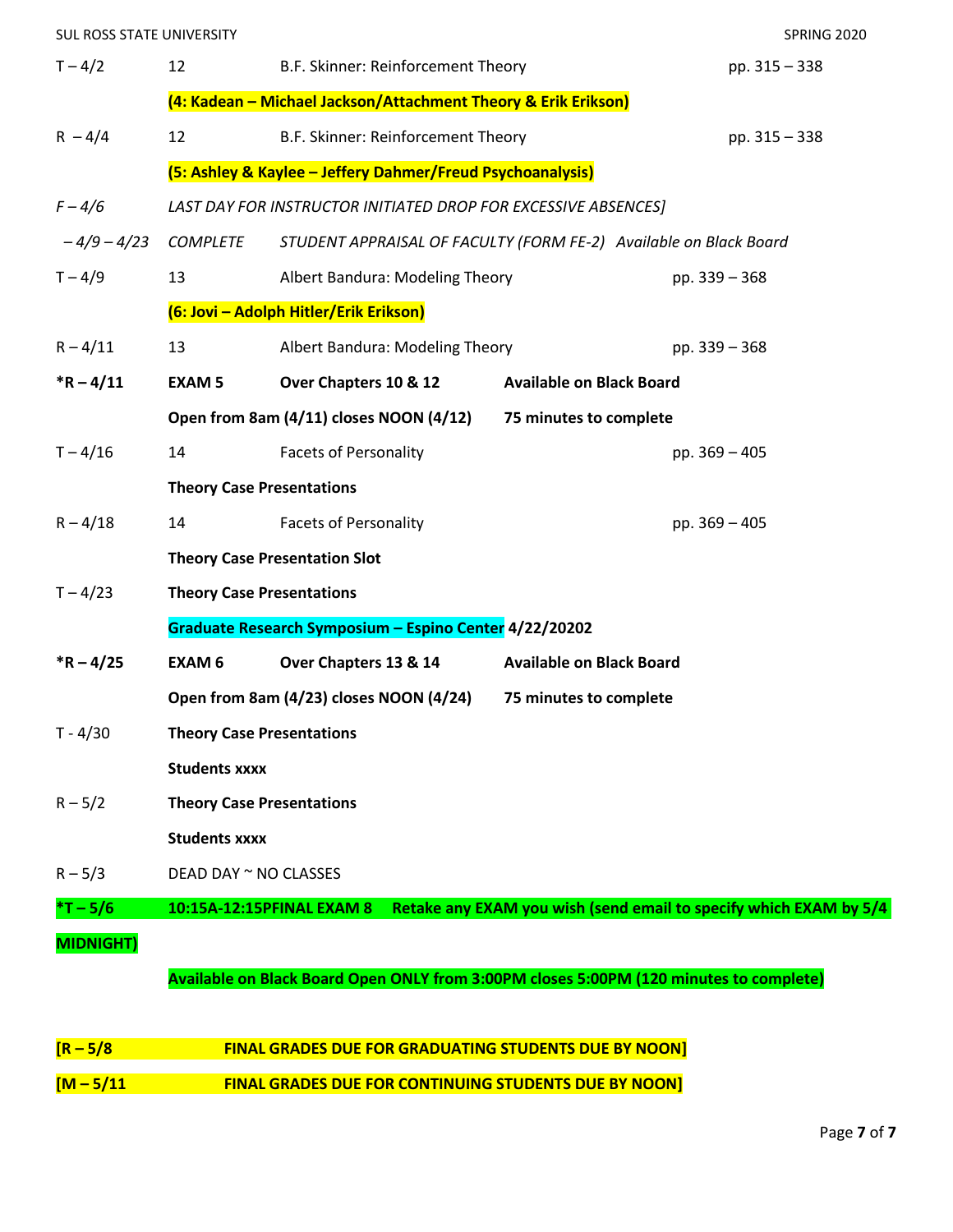| | | | | |
|---|---|---|---|---|
| T – 4/2 | 12 | B.F. Skinner: Reinforcement Theory | | pp. 315 – 338 |
| | **(4: Kadean – Michael Jackson/Attachment Theory & Erik Erikson)** | | | |
| R – 4/4 | 12 | B.F. Skinner: Reinforcement Theory | | pp. 315 – 338 |
| | **(5: Ashley & Kaylee – Jeffery Dahmer/Freud Psychoanalysis)** | | | |
| *F – 4/6* | *LAST DAY FOR INSTRUCTOR INITIATED DROP FOR EXCESSIVE ABSENCES]* | | | |
| *– 4/9 – 4/23* | *COMPLETE* | *STUDENT APPRAISAL OF FACULTY (FORM FE-2) Available on Black Board* | | |
| T – 4/9 | 13 | Albert Bandura: Modeling Theory | | pp. 339 – 368 |
| | **(6: Jovi – Adolph Hitler/Erik Erikson)** | | | |
| R – 4/11 | 13 | Albert Bandura: Modeling Theory | | pp. 339 – 368 |
| **\*R – 4/11** | **EXAM 5** | **Over Chapters 10 & 12** | **Available on Black Board** | |
| | **Open from 8am (4/11) closes NOON (4/12)** | | **75 minutes to complete** | |
| T – 4/16 | 14 | Facets of Personality | | pp. 369 – 405 |
| | **Theory Case Presentations** | | | |
| R – 4/18 | 14 | Facets of Personality | | pp. 369 – 405 |
| | **Theory Case Presentation Slot** | | | |
| T – 4/23 | **Theory Case Presentations** | | | |
| | **Graduate Research Symposium – Espino Center 4/22/20202** | | | |
| **\*R – 4/25** | **EXAM 6** | **Over Chapters 13 & 14** | **Available on Black Board** | |
| | **Open from 8am (4/23) closes NOON (4/24)** | | **75 minutes to complete** | |
| T - 4/30 | **Theory Case Presentations** | | | |
| | **Students xxxx** | | | |
| R – 5/2 | **Theory Case Presentations** | | | |
| | **Students xxxx** | | | |
| R – 5/3 | DEAD DAY ~ NO CLASSES | | | |

**\*T – 5/6 10:15A-12:15PFINAL EXAM 8 Retake any EXAM you wish (send email to specify which EXAM by 5/4 MIDNIGHT)**

**Available on Black Board Open ONLY from 3:00PM closes 5:00PM (120 minutes to complete)**

**[R – 5/8 FINAL GRADES DUE FOR GRADUATING STUDENTS DUE BY NOON]**

**[M – 5/11 FINAL GRADES DUE FOR CONTINUING STUDENTS DUE BY NOON]**